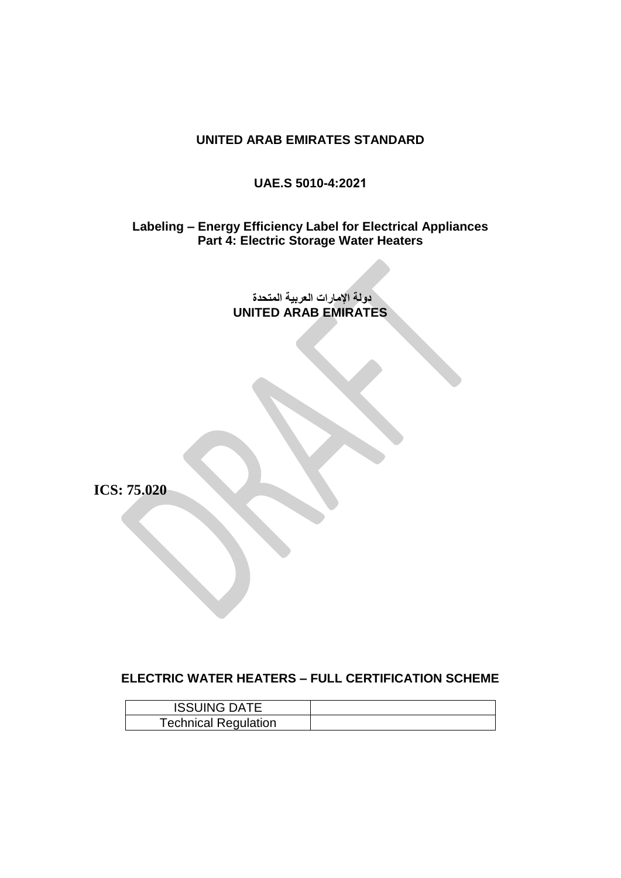**UNITED ARAB EMIRATES STANDARD**

**UAE.S 5010-4:2021**

**Labeling – Energy Efficiency Label for Electrical Appliances**
**Part 4: Electric Storage Water Heaters**

**دولة الإمارات العربية المتحدة**
**UNITED ARAB EMIRATES**

**ICS: 75.020**

**ELECTRIC WATER HEATERS – FULL CERTIFICATION SCHEME**

| | |
|---|---|
| ISSUING DATE | |
| Technical Regulation | |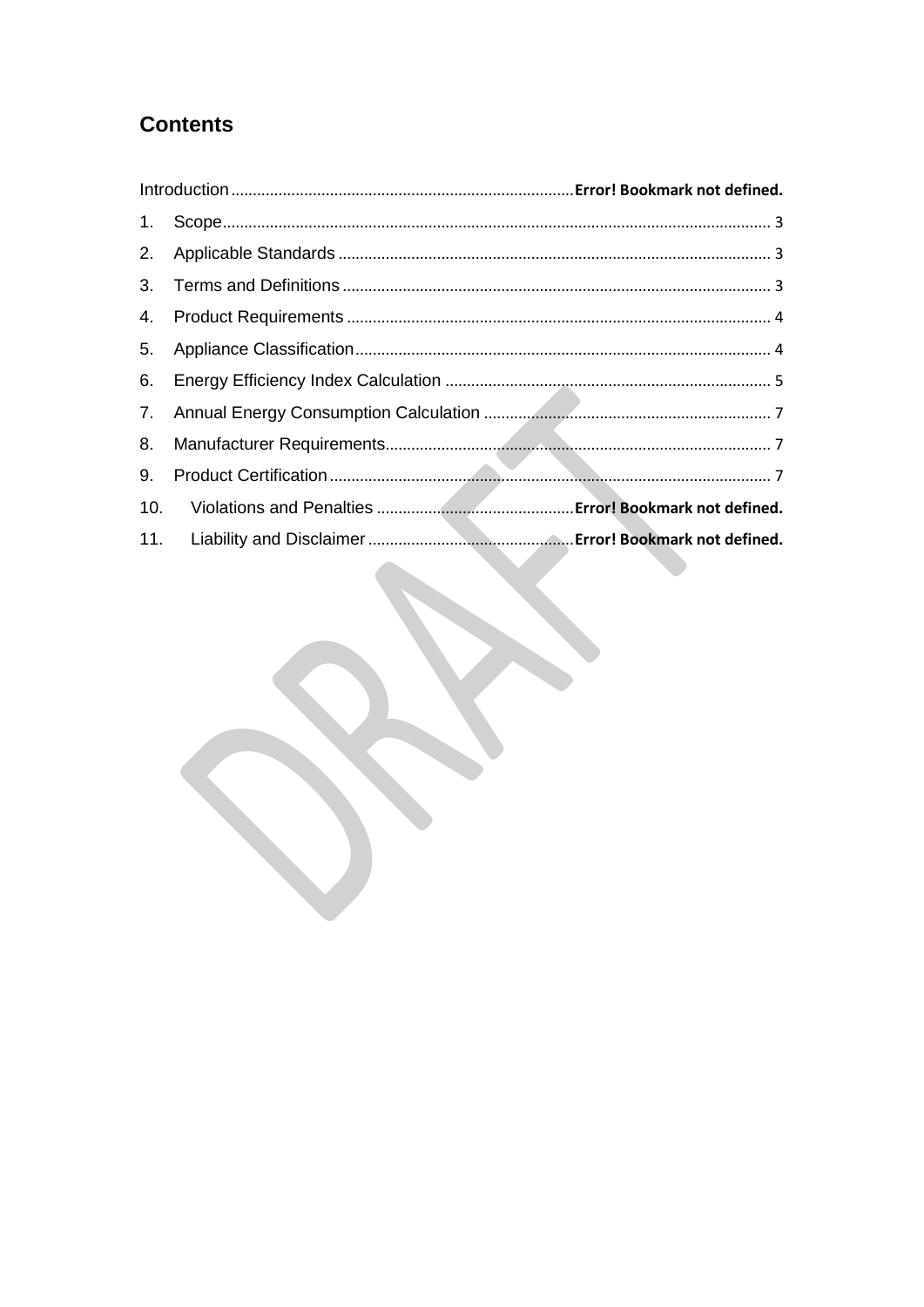## Contents

Introduction ............................................................................... Error! Bookmark not defined.

1. Scope ............................................................................................................................ 3
2. Applicable Standards .................................................................................................... 3
3. Terms and Definitions ................................................................................................... 3
4. Product Requirements .................................................................................................. 4
5. Appliance Classification ................................................................................................ 4
6. Energy Efficiency Index Calculation ............................................................................. 5
7. Annual Energy Consumption Calculation .................................................................... 7
8. Manufacturer Requirements .......................................................................................... 7
9. Product Certification ...................................................................................................... 7
10. Violations and Penalties .............................................. Error! Bookmark not defined.
11. Liability and Disclaimer ............................................... Error! Bookmark not defined.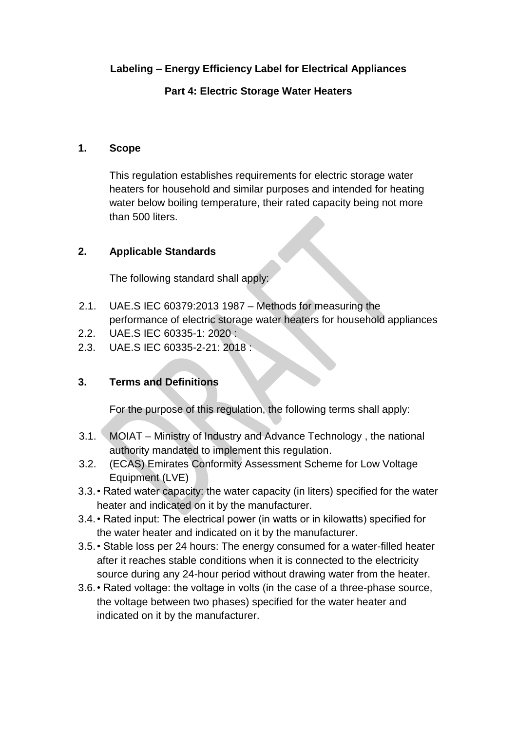**Labeling – Energy Efficiency Label for Electrical Appliances**

**Part 4: Electric Storage Water Heaters**

## 1. Scope

This regulation establishes requirements for electric storage water heaters for household and similar purposes and intended for heating water below boiling temperature, their rated capacity being not more than 500 liters.

## 2. Applicable Standards

The following standard shall apply:

2.1. UAE.S IEC 60379:2013 1987 – Methods for measuring the performance of electric storage water heaters for household appliances

2.2. UAE.S IEC 60335-1: 2020 :

2.3. UAE.S IEC 60335-2-21: 2018 :

## 3. Terms and Definitions

For the purpose of this regulation, the following terms shall apply:

3.1. MOIAT – Ministry of Industry and Advance Technology , the national authority mandated to implement this regulation.

3.2. (ECAS) Emirates Conformity Assessment Scheme for Low Voltage Equipment (LVE)

3.3. • Rated water capacity: the water capacity (in liters) specified for the water heater and indicated on it by the manufacturer.

3.4. • Rated input: The electrical power (in watts or in kilowatts) specified for the water heater and indicated on it by the manufacturer.

3.5. • Stable loss per 24 hours: The energy consumed for a water-filled heater after it reaches stable conditions when it is connected to the electricity source during any 24-hour period without drawing water from the heater.

3.6. • Rated voltage: the voltage in volts (in the case of a three-phase source, the voltage between two phases) specified for the water heater and indicated on it by the manufacturer.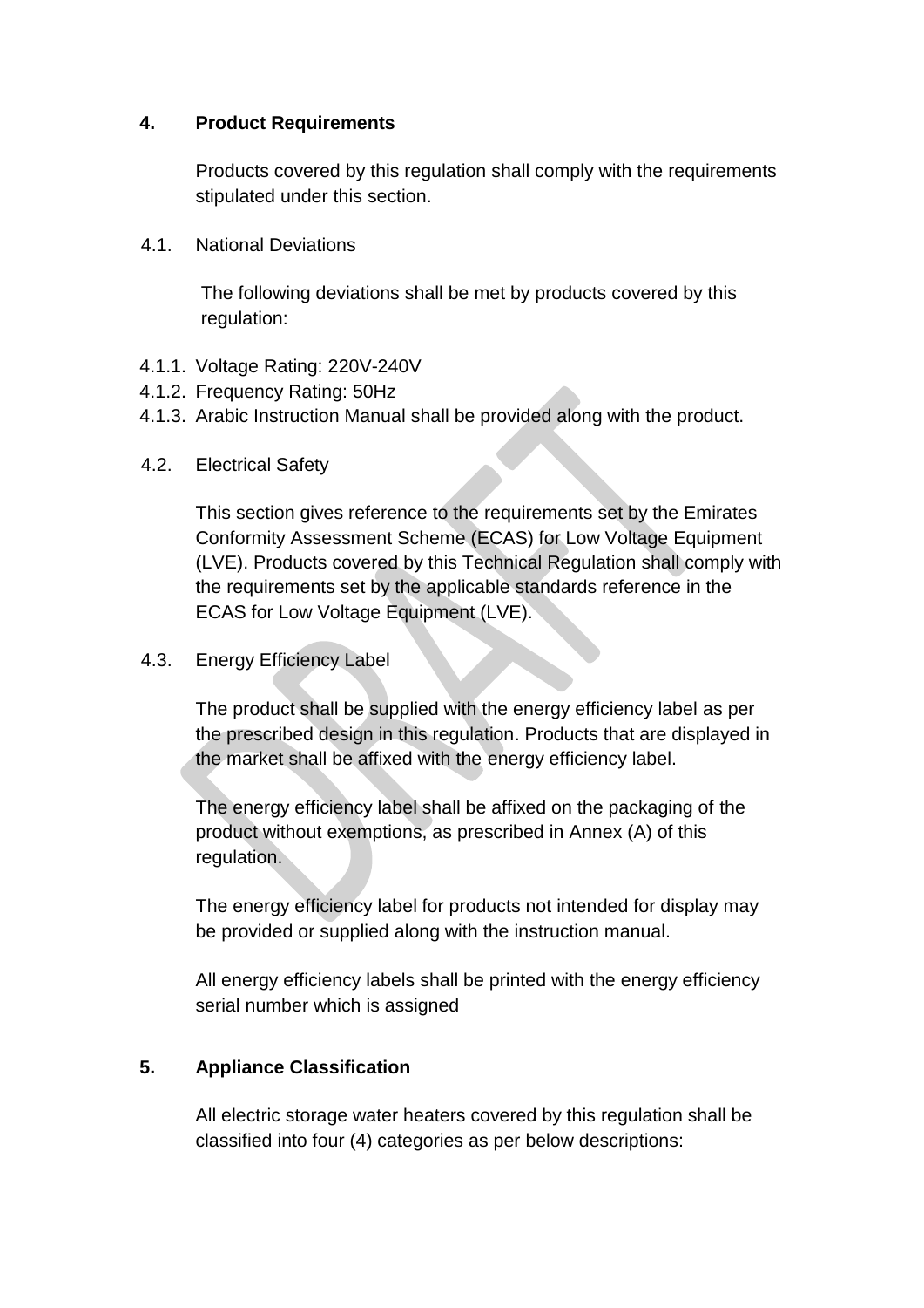## 4. Product Requirements

Products covered by this regulation shall comply with the requirements stipulated under this section.

### 4.1. National Deviations

The following deviations shall be met by products covered by this regulation:

- 4.1.1. Voltage Rating: 220V-240V
- 4.1.2. Frequency Rating: 50Hz
- 4.1.3. Arabic Instruction Manual shall be provided along with the product.

### 4.2. Electrical Safety

This section gives reference to the requirements set by the Emirates Conformity Assessment Scheme (ECAS) for Low Voltage Equipment (LVE). Products covered by this Technical Regulation shall comply with the requirements set by the applicable standards reference in the ECAS for Low Voltage Equipment (LVE).

### 4.3. Energy Efficiency Label

The product shall be supplied with the energy efficiency label as per the prescribed design in this regulation. Products that are displayed in the market shall be affixed with the energy efficiency label.

The energy efficiency label shall be affixed on the packaging of the product without exemptions, as prescribed in Annex (A) of this regulation.

The energy efficiency label for products not intended for display may be provided or supplied along with the instruction manual.

All energy efficiency labels shall be printed with the energy efficiency serial number which is assigned

## 5. Appliance Classification

All electric storage water heaters covered by this regulation shall be classified into four (4) categories as per below descriptions: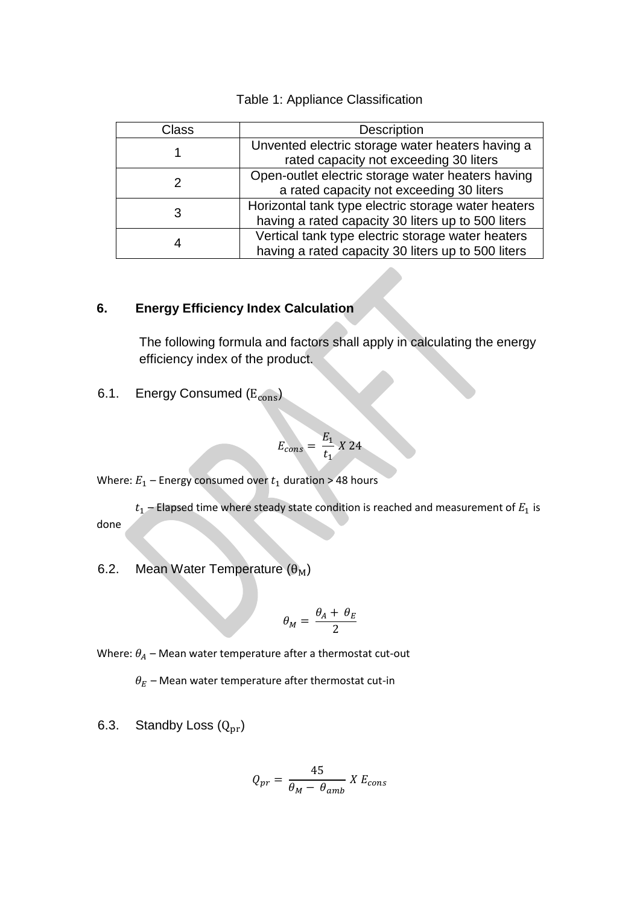Table 1: Appliance Classification

| Class | Description |
|---|---|
| 1 | Unvented electric storage water heaters having a rated capacity not exceeding 30 liters |
| 2 | Open-outlet electric storage water heaters having a rated capacity not exceeding 30 liters |
| 3 | Horizontal tank type electric storage water heaters having a rated capacity 30 liters up to 500 liters |
| 4 | Vertical tank type electric storage water heaters having a rated capacity 30 liters up to 500 liters |

## 6. Energy Efficiency Index Calculation

The following formula and factors shall apply in calculating the energy efficiency index of the product.

### 6.1. Energy Consumed ($E_{cons}$)

$$E_{cons} = \frac{E_1}{t_1} X\ 24$$

Where: $E_1$ – Energy consumed over $t_1$ duration > 48 hours

$t_1$ – Elapsed time where steady state condition is reached and measurement of $E_1$ is done

### 6.2. Mean Water Temperature ($\theta_M$)

$$\theta_M = \frac{\theta_A + \theta_E}{2}$$

Where: $\theta_A$ – Mean water temperature after a thermostat cut-out

$\theta_E$ – Mean water temperature after thermostat cut-in

### 6.3. Standby Loss ($Q_{pr}$)

$$Q_{pr} = \frac{45}{\theta_M - \theta_{amb}} X\ E_{cons}$$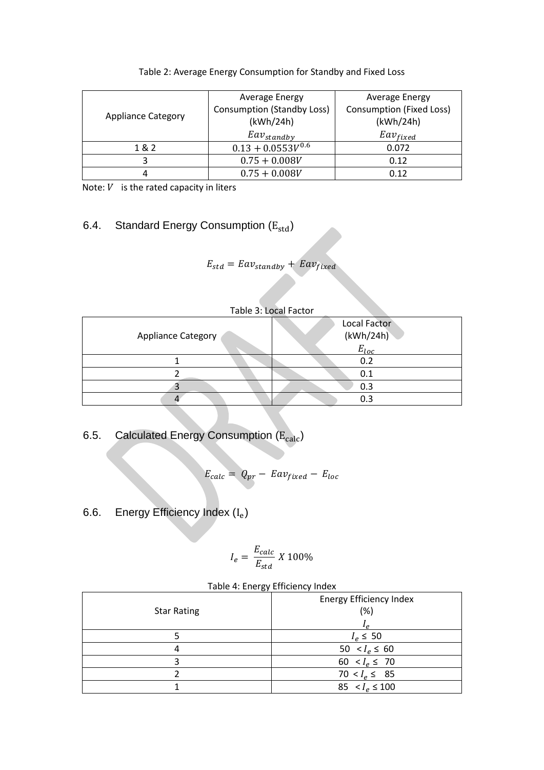Table 2: Average Energy Consumption for Standby and Fixed Loss

| Appliance Category | Average Energy Consumption (Standby Loss) (kWh/24h) $Eav_{standby}$ | Average Energy Consumption (Fixed Loss) (kWh/24h) $Eav_{fixed}$ |
|---|---|---|
| 1 & 2 | $0.13 + 0.0553V^{0.6}$ | 0.072 |
| 3 | $0.75 + 0.008V$ | 0.12 |
| 4 | $0.75 + 0.008V$ | 0.12 |

Note: $V$ is the rated capacity in liters

## 6.4. Standard Energy Consumption ($E_{std}$)

$$E_{std} = Eav_{standby} + Eav_{fixed}$$

Table 3: Local Factor

| Appliance Category | Local Factor (kWh/24h) $E_{loc}$ |
|---|---|
| 1 | 0.2 |
| 2 | 0.1 |
| 3 | 0.3 |
| 4 | 0.3 |

## 6.5. Calculated Energy Consumption ($E_{calc}$)

$$E_{calc} = Q_{pr} - Eav_{fixed} - E_{loc}$$

## 6.6. Energy Efficiency Index ($I_e$)

$$I_e = \frac{E_{calc}}{E_{std}} X\ 100\%$$

Table 4: Energy Efficiency Index

| Star Rating | Energy Efficiency Index (%) $I_e$ |
|---|---|
| 5 | $I_e \leq 50$ |
| 4 | $50 < I_e \leq 60$ |
| 3 | $60 < I_e \leq 70$ |
| 2 | $70 < I_e \leq 85$ |
| 1 | $85 < I_e \leq 100$ |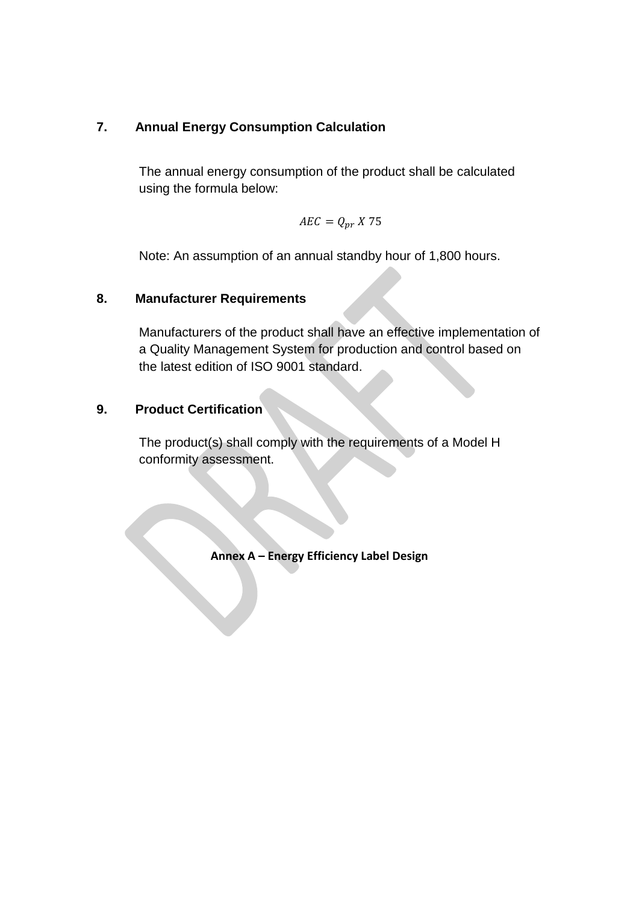## 7. Annual Energy Consumption Calculation

The annual energy consumption of the product shall be calculated using the formula below:

$$AEC = Q_{pr} \, X \, 75$$

Note: An assumption of an annual standby hour of 1,800 hours.

## 8. Manufacturer Requirements

Manufacturers of the product shall have an effective implementation of a Quality Management System for production and control based on the latest edition of ISO 9001 standard.

## 9. Product Certification

The product(s) shall comply with the requirements of a Model H conformity assessment.

**Annex A – Energy Efficiency Label Design**